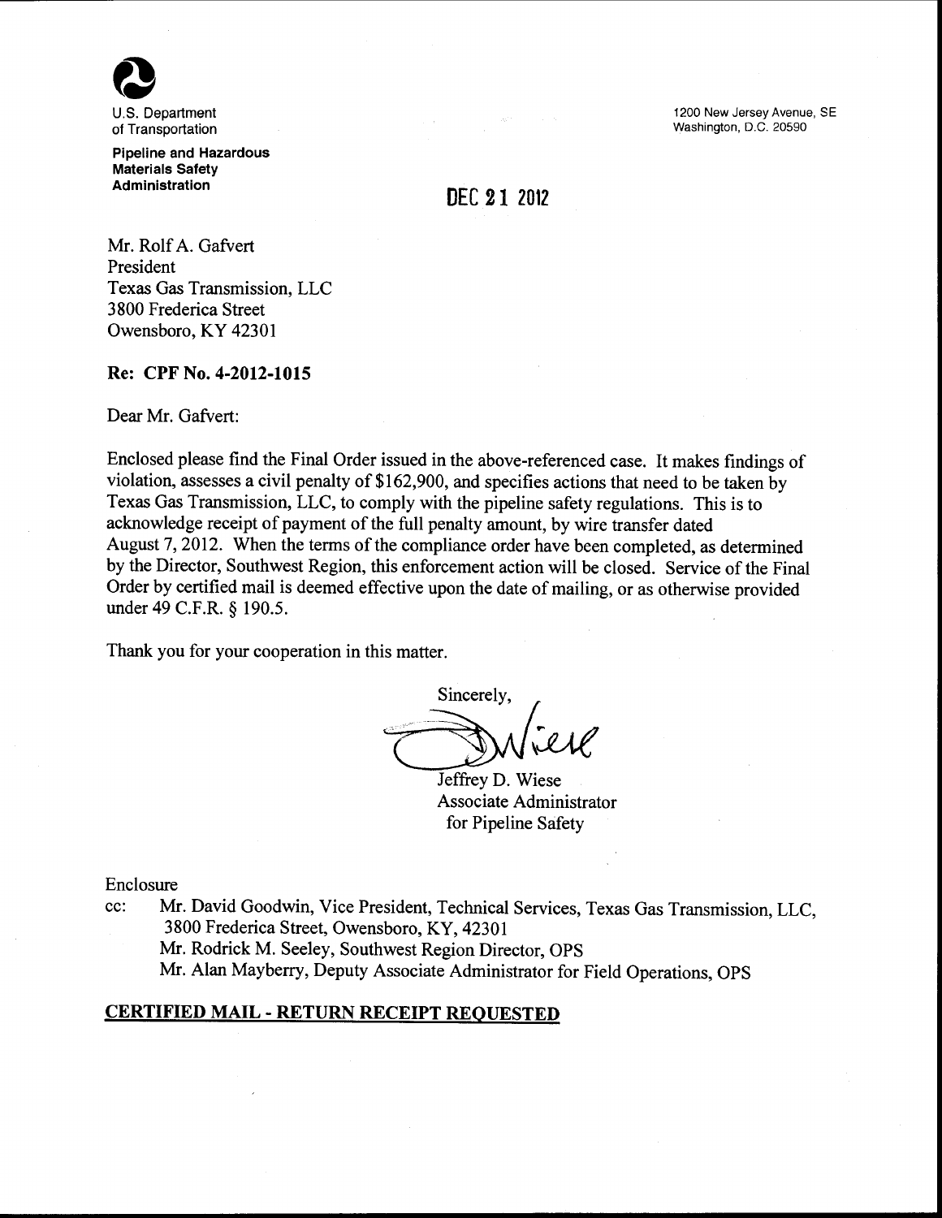U.S. Department of Transportation

**Pipeline and Hazardous Materials Safety Administration**

1200 New Jersey Avenue, SE
Washington, D.C. 20590

DEC 21 2012

Mr. Rolf A. Gafvert
President
Texas Gas Transmission, LLC
3800 Frederica Street
Owensboro, KY 42301

**Re: CPF No. 4-2012-1015**

Dear Mr. Gafvert:

Enclosed please find the Final Order issued in the above-referenced case. It makes findings of violation, assesses a civil penalty of $162,900, and specifies actions that need to be taken by Texas Gas Transmission, LLC, to comply with the pipeline safety regulations. This is to acknowledge receipt of payment of the full penalty amount, by wire transfer dated August 7, 2012. When the terms of the compliance order have been completed, as determined by the Director, Southwest Region, this enforcement action will be closed. Service of the Final Order by certified mail is deemed effective upon the date of mailing, or as otherwise provided under 49 C.F.R. § 190.5.

Thank you for your cooperation in this matter.

Sincerely,

Jeffrey D. Wiese
Associate Administrator
for Pipeline Safety

Enclosure

cc: Mr. David Goodwin, Vice President, Technical Services, Texas Gas Transmission, LLC, 3800 Frederica Street, Owensboro, KY, 42301
Mr. Rodrick M. Seeley, Southwest Region Director, OPS
Mr. Alan Mayberry, Deputy Associate Administrator for Field Operations, OPS

**CERTIFIED MAIL - RETURN RECEIPT REQUESTED**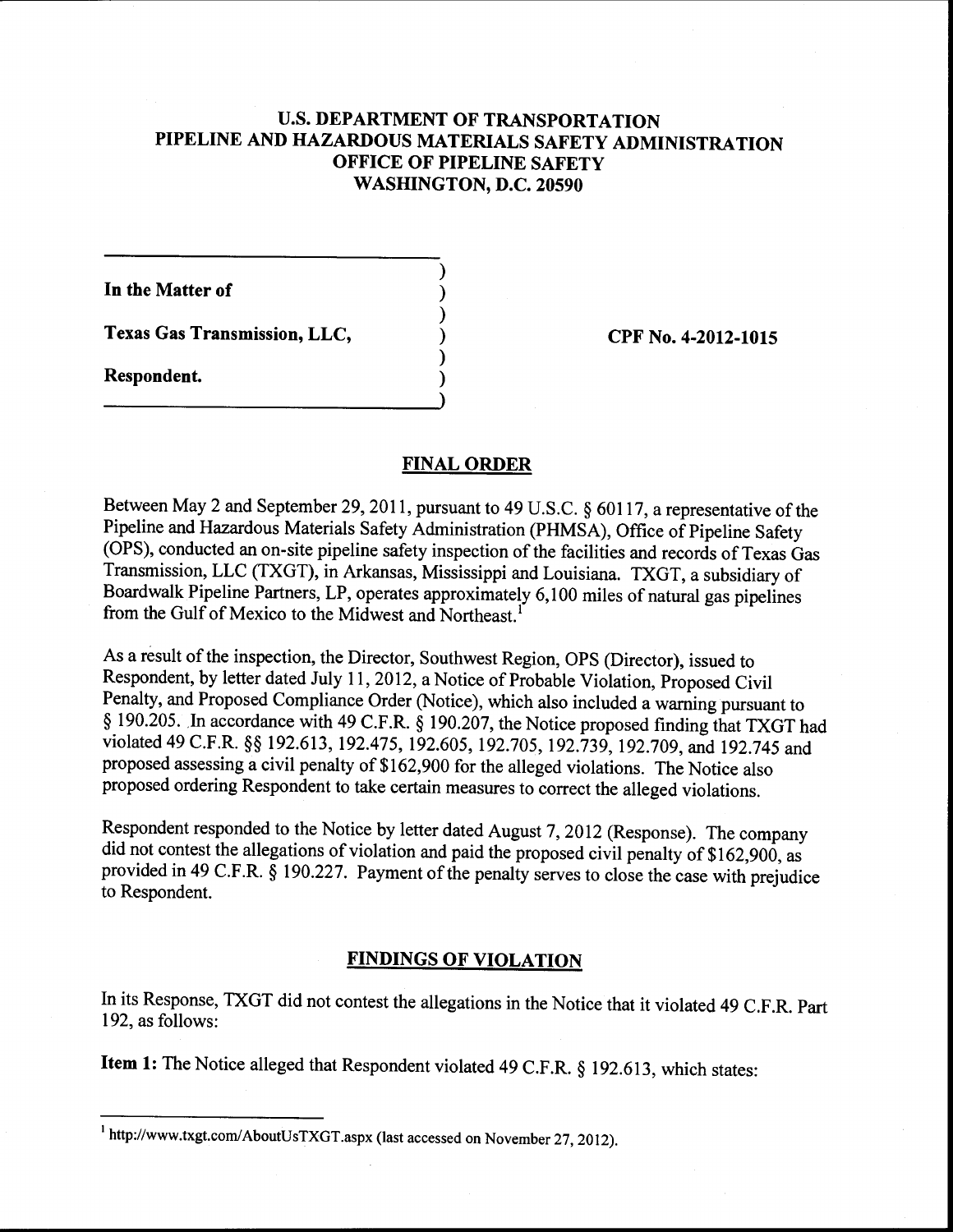**U.S. DEPARTMENT OF TRANSPORTATION**
**PIPELINE AND HAZARDOUS MATERIALS SAFETY ADMINISTRATION**
**OFFICE OF PIPELINE SAFETY**
**WASHINGTON, D.C. 20590**

| | |
|---|---|
| **In the Matter of** | |
| **Texas Gas Transmission, LLC,** | **CPF No. 4-2012-1015** |
| **Respondent.** | |

## FINAL ORDER

Between May 2 and September 29, 2011, pursuant to 49 U.S.C. § 60117, a representative of the Pipeline and Hazardous Materials Safety Administration (PHMSA), Office of Pipeline Safety (OPS), conducted an on-site pipeline safety inspection of the facilities and records of Texas Gas Transmission, LLC (TXGT), in Arkansas, Mississippi and Louisiana. TXGT, a subsidiary of Boardwalk Pipeline Partners, LP, operates approximately 6,100 miles of natural gas pipelines from the Gulf of Mexico to the Midwest and Northeast.[1]

As a result of the inspection, the Director, Southwest Region, OPS (Director), issued to Respondent, by letter dated July 11, 2012, a Notice of Probable Violation, Proposed Civil Penalty, and Proposed Compliance Order (Notice), which also included a warning pursuant to § 190.205. In accordance with 49 C.F.R. § 190.207, the Notice proposed finding that TXGT had violated 49 C.F.R. §§ 192.613, 192.475, 192.605, 192.705, 192.739, 192.709, and 192.745 and proposed assessing a civil penalty of $162,900 for the alleged violations. The Notice also proposed ordering Respondent to take certain measures to correct the alleged violations.

Respondent responded to the Notice by letter dated August 7, 2012 (Response). The company did not contest the allegations of violation and paid the proposed civil penalty of $162,900, as provided in 49 C.F.R. § 190.227. Payment of the penalty serves to close the case with prejudice to Respondent.

## FINDINGS OF VIOLATION

In its Response, TXGT did not contest the allegations in the Notice that it violated 49 C.F.R. Part 192, as follows:

**Item 1:** The Notice alleged that Respondent violated 49 C.F.R. § 192.613, which states:

[1] http://www.txgt.com/AboutUsTXGT.aspx (last accessed on November 27, 2012).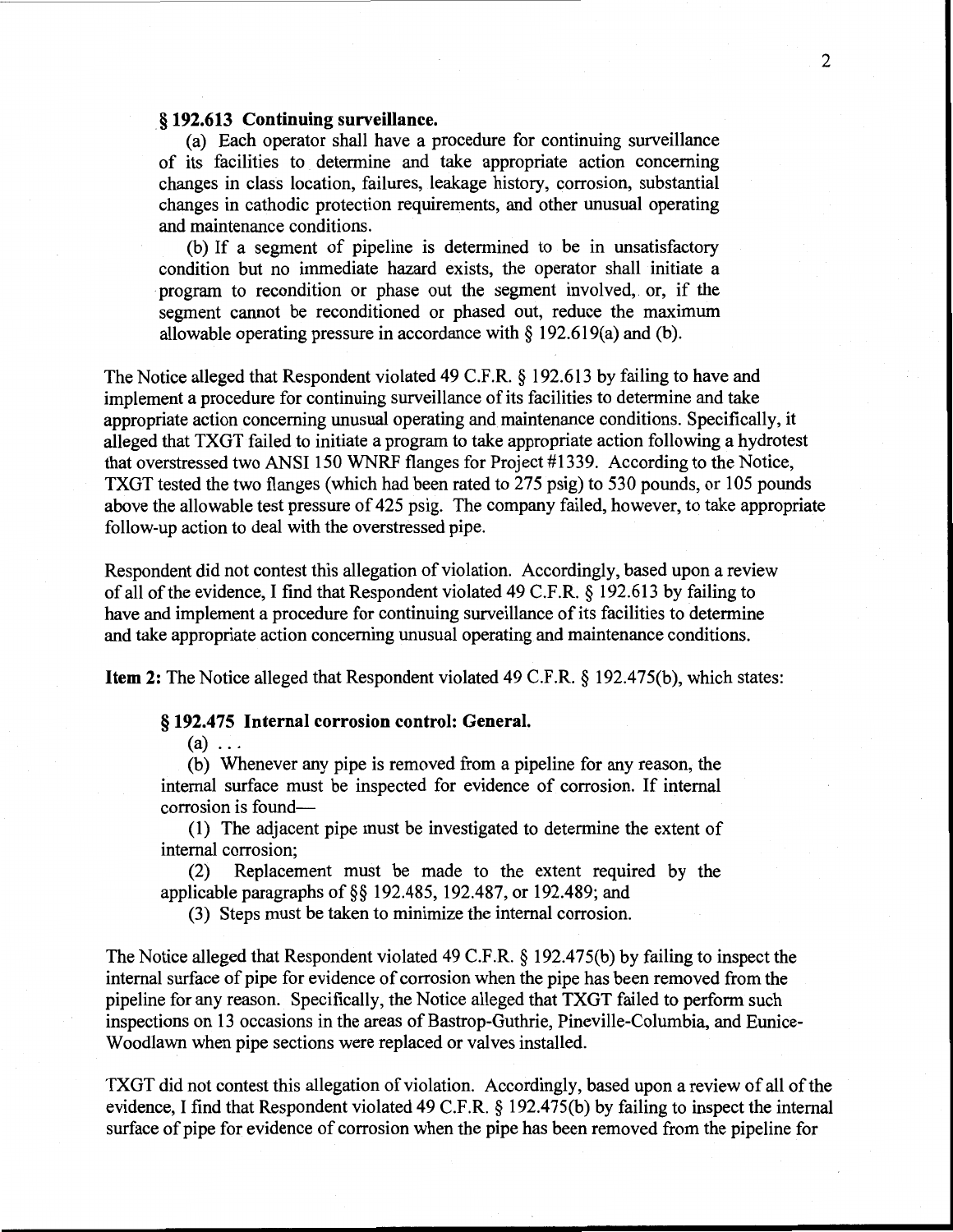**§ 192.613 Continuing surveillance.**

(a) Each operator shall have a procedure for continuing surveillance of its facilities to determine and take appropriate action concerning changes in class location, failures, leakage history, corrosion, substantial changes in cathodic protection requirements, and other unusual operating and maintenance conditions.

(b) If a segment of pipeline is determined to be in unsatisfactory condition but no immediate hazard exists, the operator shall initiate a program to recondition or phase out the segment involved, or, if the segment cannot be reconditioned or phased out, reduce the maximum allowable operating pressure in accordance with § 192.619(a) and (b).

The Notice alleged that Respondent violated 49 C.F.R. § 192.613 by failing to have and implement a procedure for continuing surveillance of its facilities to determine and take appropriate action concerning unusual operating and maintenance conditions. Specifically, it alleged that TXGT failed to initiate a program to take appropriate action following a hydrotest that overstressed two ANSI 150 WNRF flanges for Project #1339. According to the Notice, TXGT tested the two flanges (which had been rated to 275 psig) to 530 pounds, or 105 pounds above the allowable test pressure of 425 psig. The company failed, however, to take appropriate follow-up action to deal with the overstressed pipe.

Respondent did not contest this allegation of violation. Accordingly, based upon a review of all of the evidence, I find that Respondent violated 49 C.F.R. § 192.613 by failing to have and implement a procedure for continuing surveillance of its facilities to determine and take appropriate action concerning unusual operating and maintenance conditions.

**Item 2:** The Notice alleged that Respondent violated 49 C.F.R. § 192.475(b), which states:

**§ 192.475 Internal corrosion control: General.**

(a) . . .

(b) Whenever any pipe is removed from a pipeline for any reason, the internal surface must be inspected for evidence of corrosion. If internal corrosion is found—

(1) The adjacent pipe must be investigated to determine the extent of internal corrosion;

(2) Replacement must be made to the extent required by the applicable paragraphs of §§ 192.485, 192.487, or 192.489; and

(3) Steps must be taken to minimize the internal corrosion.

The Notice alleged that Respondent violated 49 C.F.R. § 192.475(b) by failing to inspect the internal surface of pipe for evidence of corrosion when the pipe has been removed from the pipeline for any reason. Specifically, the Notice alleged that TXGT failed to perform such inspections on 13 occasions in the areas of Bastrop-Guthrie, Pineville-Columbia, and Eunice-Woodlawn when pipe sections were replaced or valves installed.

TXGT did not contest this allegation of violation. Accordingly, based upon a review of all of the evidence, I find that Respondent violated 49 C.F.R. § 192.475(b) by failing to inspect the internal surface of pipe for evidence of corrosion when the pipe has been removed from the pipeline for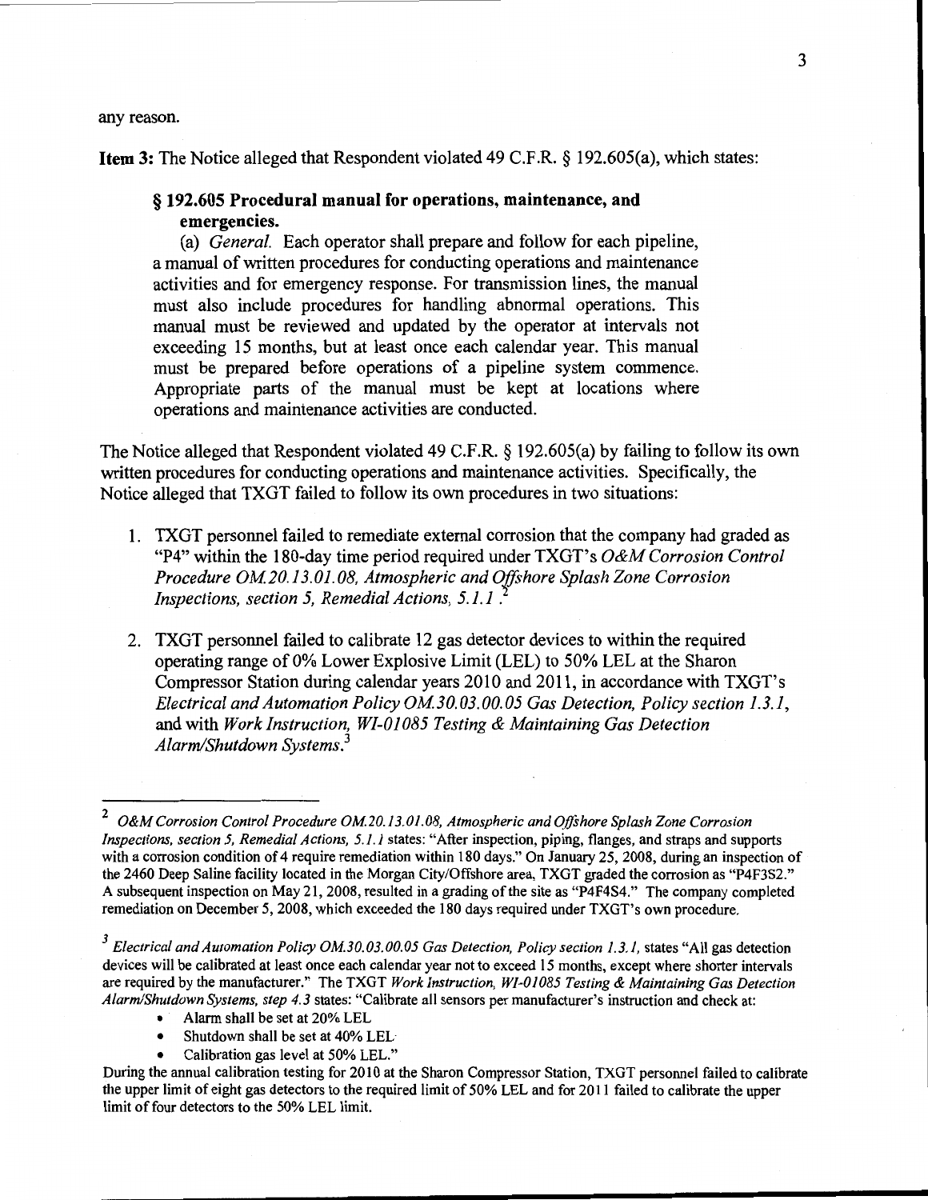any reason.

**Item 3:** The Notice alleged that Respondent violated 49 C.F.R. § 192.605(a), which states:

> **§ 192.605 Procedural manual for operations, maintenance, and emergencies.**
>
> (a) *General.* Each operator shall prepare and follow for each pipeline, a manual of written procedures for conducting operations and maintenance activities and for emergency response. For transmission lines, the manual must also include procedures for handling abnormal operations. This manual must be reviewed and updated by the operator at intervals not exceeding 15 months, but at least once each calendar year. This manual must be prepared before operations of a pipeline system commence. Appropriate parts of the manual must be kept at locations where operations and maintenance activities are conducted.

The Notice alleged that Respondent violated 49 C.F.R. § 192.605(a) by failing to follow its own written procedures for conducting operations and maintenance activities. Specifically, the Notice alleged that TXGT failed to follow its own procedures in two situations:

1. TXGT personnel failed to remediate external corrosion that the company had graded as "P4" within the 180-day time period required under TXGT's *O&M Corrosion Control Procedure OM.20.13.01.08, Atmospheric and Offshore Splash Zone Corrosion Inspections, section 5, Remedial Actions, 5.1.1*.[2]

2. TXGT personnel failed to calibrate 12 gas detector devices to within the required operating range of 0% Lower Explosive Limit (LEL) to 50% LEL at the Sharon Compressor Station during calendar years 2010 and 2011, in accordance with TXGT's *Electrical and Automation Policy OM.30.03.00.05 Gas Detection, Policy section 1.3.1*, and with *Work Instruction, WI-01085 Testing & Maintaining Gas Detection Alarm/Shutdown Systems*.[3]

---

[2] *O&M Corrosion Control Procedure OM.20.13.01.08, Atmospheric and Offshore Splash Zone Corrosion Inspections, section 5, Remedial Actions, 5.1.1* states: "After inspection, piping, flanges, and straps and supports with a corrosion condition of 4 require remediation within 180 days." On January 25, 2008, during an inspection of the 2460 Deep Saline facility located in the Morgan City/Offshore area, TXGT graded the corrosion as "P4F3S2." A subsequent inspection on May 21, 2008, resulted in a grading of the site as "P4F4S4." The company completed remediation on December 5, 2008, which exceeded the 180 days required under TXGT's own procedure.

[3] *Electrical and Automation Policy OM.30.03.00.05 Gas Detection, Policy section 1.3.1*, states "All gas detection devices will be calibrated at least once each calendar year not to exceed 15 months, except where shorter intervals are required by the manufacturer." The TXGT *Work Instruction, WI-01085 Testing & Maintaining Gas Detection Alarm/Shutdown Systems, step 4.3* states: "Calibrate all sensors per manufacturer's instruction and check at:

- Alarm shall be set at 20% LEL
- Shutdown shall be set at 40% LEL
- Calibration gas level at 50% LEL."

During the annual calibration testing for 2010 at the Sharon Compressor Station, TXGT personnel failed to calibrate the upper limit of eight gas detectors to the required limit of 50% LEL and for 2011 failed to calibrate the upper limit of four detectors to the 50% LEL limit.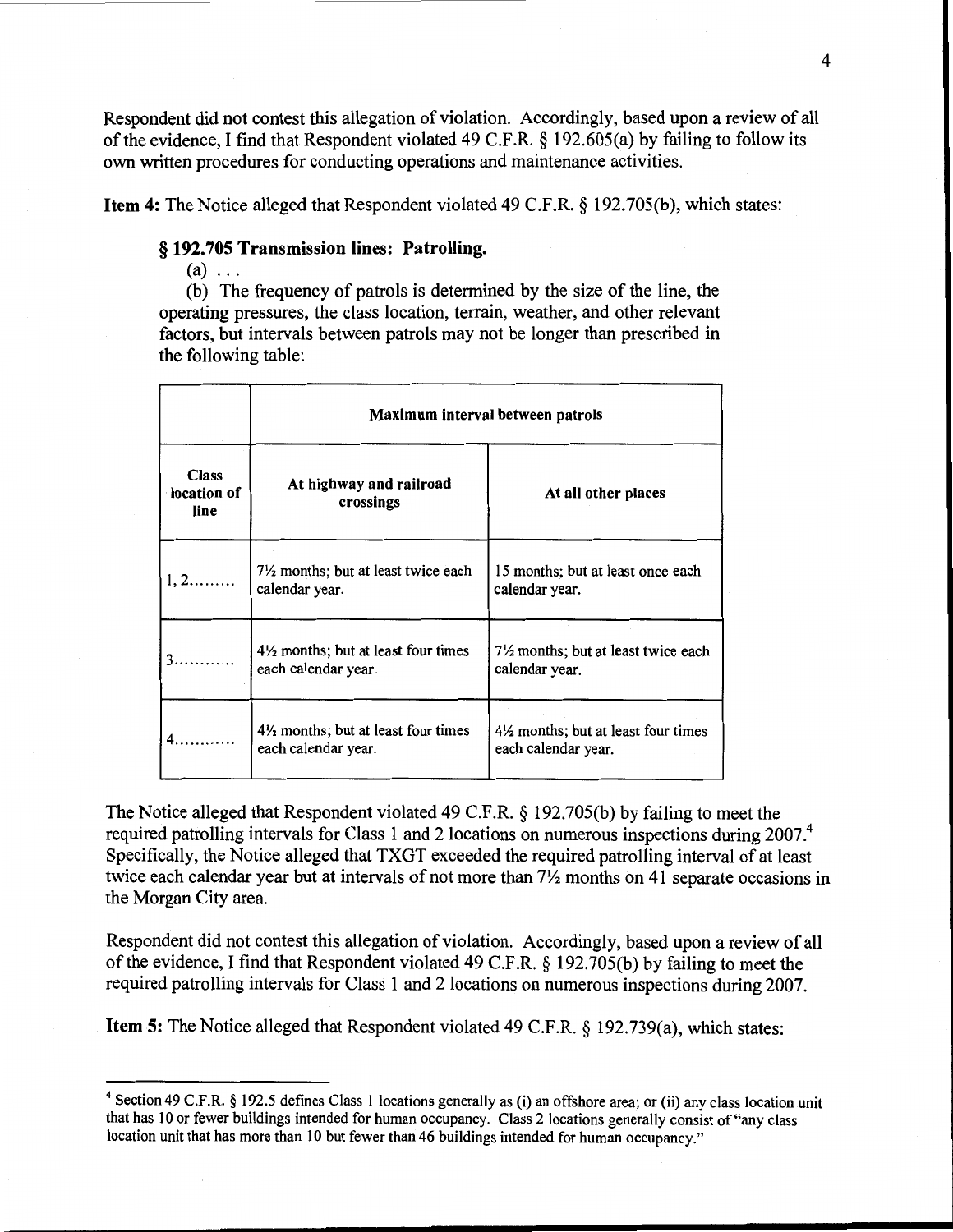Respondent did not contest this allegation of violation. Accordingly, based upon a review of all of the evidence, I find that Respondent violated 49 C.F.R. § 192.605(a) by failing to follow its own written procedures for conducting operations and maintenance activities.

**Item 4:** The Notice alleged that Respondent violated 49 C.F.R. § 192.705(b), which states:

> **§ 192.705 Transmission lines: Patrolling.**
>
> (a) . . .
>
> (b) The frequency of patrols is determined by the size of the line, the operating pressures, the class location, terrain, weather, and other relevant factors, but intervals between patrols may not be longer than prescribed in the following table:

| | Maximum interval between patrols | |
|---|---|---|
| **Class location of line** | **At highway and railroad crossings** | **At all other places** |
| 1, 2......... | 7½ months; but at least twice each calendar year. | 15 months; but at least once each calendar year. |
| 3............ | 4½ months; but at least four times each calendar year. | 7½ months; but at least twice each calendar year. |
| 4............ | 4½ months; but at least four times each calendar year. | 4½ months; but at least four times each calendar year. |

The Notice alleged that Respondent violated 49 C.F.R. § 192.705(b) by failing to meet the required patrolling intervals for Class 1 and 2 locations on numerous inspections during 2007.[4] Specifically, the Notice alleged that TXGT exceeded the required patrolling interval of at least twice each calendar year but at intervals of not more than 7½ months on 41 separate occasions in the Morgan City area.

Respondent did not contest this allegation of violation. Accordingly, based upon a review of all of the evidence, I find that Respondent violated 49 C.F.R. § 192.705(b) by failing to meet the required patrolling intervals for Class 1 and 2 locations on numerous inspections during 2007.

**Item 5:** The Notice alleged that Respondent violated 49 C.F.R. § 192.739(a), which states:

---

[4] Section 49 C.F.R. § 192.5 defines Class 1 locations generally as (i) an offshore area; or (ii) any class location unit that has 10 or fewer buildings intended for human occupancy. Class 2 locations generally consist of "any class location unit that has more than 10 but fewer than 46 buildings intended for human occupancy."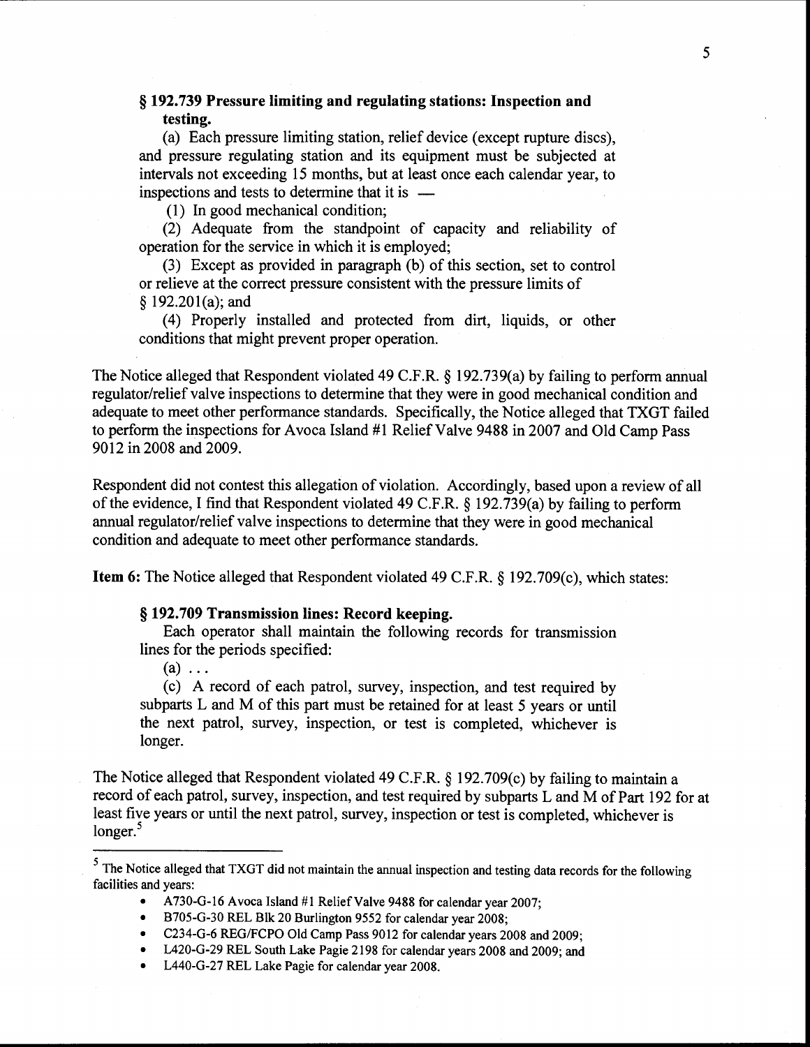**§ 192.739 Pressure limiting and regulating stations: Inspection and testing.**

(a) Each pressure limiting station, relief device (except rupture discs), and pressure regulating station and its equipment must be subjected at intervals not exceeding 15 months, but at least once each calendar year, to inspections and tests to determine that it is —

(1) In good mechanical condition;

(2) Adequate from the standpoint of capacity and reliability of operation for the service in which it is employed;

(3) Except as provided in paragraph (b) of this section, set to control or relieve at the correct pressure consistent with the pressure limits of § 192.201(a); and

(4) Properly installed and protected from dirt, liquids, or other conditions that might prevent proper operation.

The Notice alleged that Respondent violated 49 C.F.R. § 192.739(a) by failing to perform annual regulator/relief valve inspections to determine that they were in good mechanical condition and adequate to meet other performance standards. Specifically, the Notice alleged that TXGT failed to perform the inspections for Avoca Island #1 Relief Valve 9488 in 2007 and Old Camp Pass 9012 in 2008 and 2009.

Respondent did not contest this allegation of violation. Accordingly, based upon a review of all of the evidence, I find that Respondent violated 49 C.F.R. § 192.739(a) by failing to perform annual regulator/relief valve inspections to determine that they were in good mechanical condition and adequate to meet other performance standards.

**Item 6:** The Notice alleged that Respondent violated 49 C.F.R. § 192.709(c), which states:

**§ 192.709 Transmission lines: Record keeping.**

Each operator shall maintain the following records for transmission lines for the periods specified:

(a) . . .

(c) A record of each patrol, survey, inspection, and test required by subparts L and M of this part must be retained for at least 5 years or until the next patrol, survey, inspection, or test is completed, whichever is longer.

The Notice alleged that Respondent violated 49 C.F.R. § 192.709(c) by failing to maintain a record of each patrol, survey, inspection, and test required by subparts L and M of Part 192 for at least five years or until the next patrol, survey, inspection or test is completed, whichever is longer.[5]

---

[5] The Notice alleged that TXGT did not maintain the annual inspection and testing data records for the following facilities and years:

- A730-G-16 Avoca Island #1 Relief Valve 9488 for calendar year 2007;
- B705-G-30 REL Blk 20 Burlington 9552 for calendar year 2008;
- C234-G-6 REG/FCPO Old Camp Pass 9012 for calendar years 2008 and 2009;
- L420-G-29 REL South Lake Pagie 2198 for calendar years 2008 and 2009; and
- L440-G-27 REL Lake Pagie for calendar year 2008.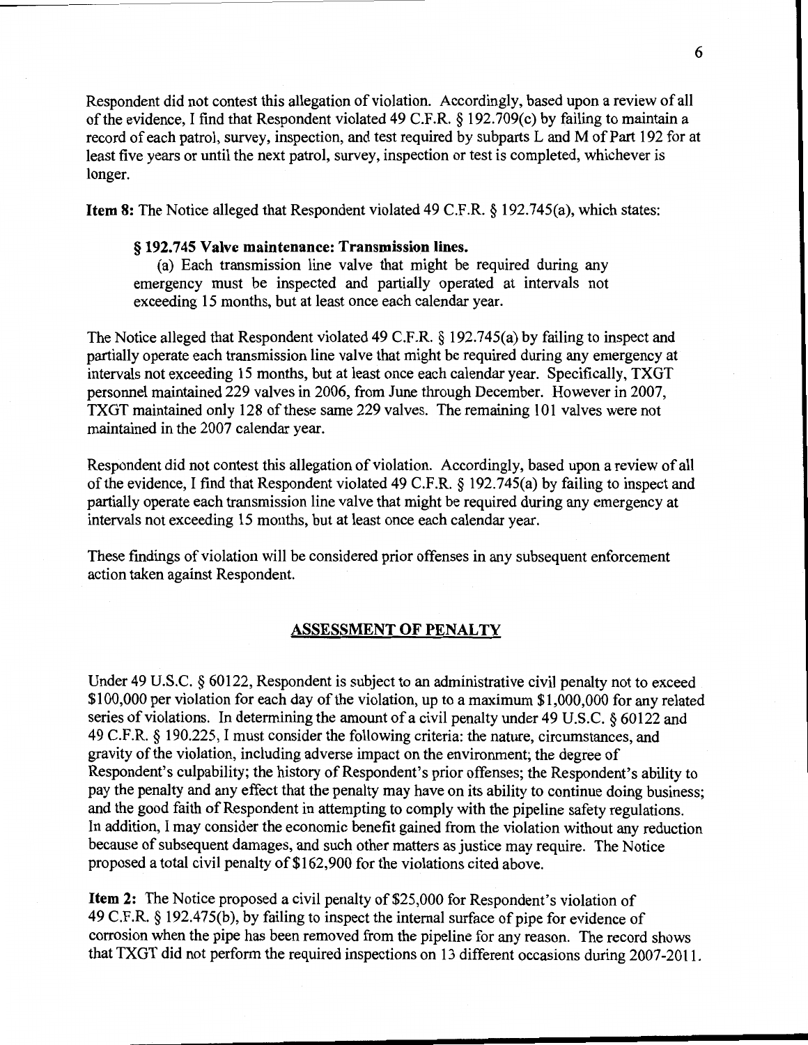Respondent did not contest this allegation of violation. Accordingly, based upon a review of all of the evidence, I find that Respondent violated 49 C.F.R. § 192.709(c) by failing to maintain a record of each patrol, survey, inspection, and test required by subparts L and M of Part 192 for at least five years or until the next patrol, survey, inspection or test is completed, whichever is longer.

**Item 8:** The Notice alleged that Respondent violated 49 C.F.R. § 192.745(a), which states:

> **§ 192.745 Valve maintenance: Transmission lines.**
>
> (a) Each transmission line valve that might be required during any emergency must be inspected and partially operated at intervals not exceeding 15 months, but at least once each calendar year.

The Notice alleged that Respondent violated 49 C.F.R. § 192.745(a) by failing to inspect and partially operate each transmission line valve that might be required during any emergency at intervals not exceeding 15 months, but at least once each calendar year. Specifically, TXGT personnel maintained 229 valves in 2006, from June through December. However in 2007, TXGT maintained only 128 of these same 229 valves. The remaining 101 valves were not maintained in the 2007 calendar year.

Respondent did not contest this allegation of violation. Accordingly, based upon a review of all of the evidence, I find that Respondent violated 49 C.F.R. § 192.745(a) by failing to inspect and partially operate each transmission line valve that might be required during any emergency at intervals not exceeding 15 months, but at least once each calendar year.

These findings of violation will be considered prior offenses in any subsequent enforcement action taken against Respondent.

## ASSESSMENT OF PENALTY

Under 49 U.S.C. § 60122, Respondent is subject to an administrative civil penalty not to exceed $100,000 per violation for each day of the violation, up to a maximum $1,000,000 for any related series of violations. In determining the amount of a civil penalty under 49 U.S.C. § 60122 and 49 C.F.R. § 190.225, I must consider the following criteria: the nature, circumstances, and gravity of the violation, including adverse impact on the environment; the degree of Respondent's culpability; the history of Respondent's prior offenses; the Respondent's ability to pay the penalty and any effect that the penalty may have on its ability to continue doing business; and the good faith of Respondent in attempting to comply with the pipeline safety regulations. In addition, I may consider the economic benefit gained from the violation without any reduction because of subsequent damages, and such other matters as justice may require. The Notice proposed a total civil penalty of $162,900 for the violations cited above.

**Item 2:** The Notice proposed a civil penalty of $25,000 for Respondent's violation of 49 C.F.R. § 192.475(b), by failing to inspect the internal surface of pipe for evidence of corrosion when the pipe has been removed from the pipeline for any reason. The record shows that TXGT did not perform the required inspections on 13 different occasions during 2007-2011.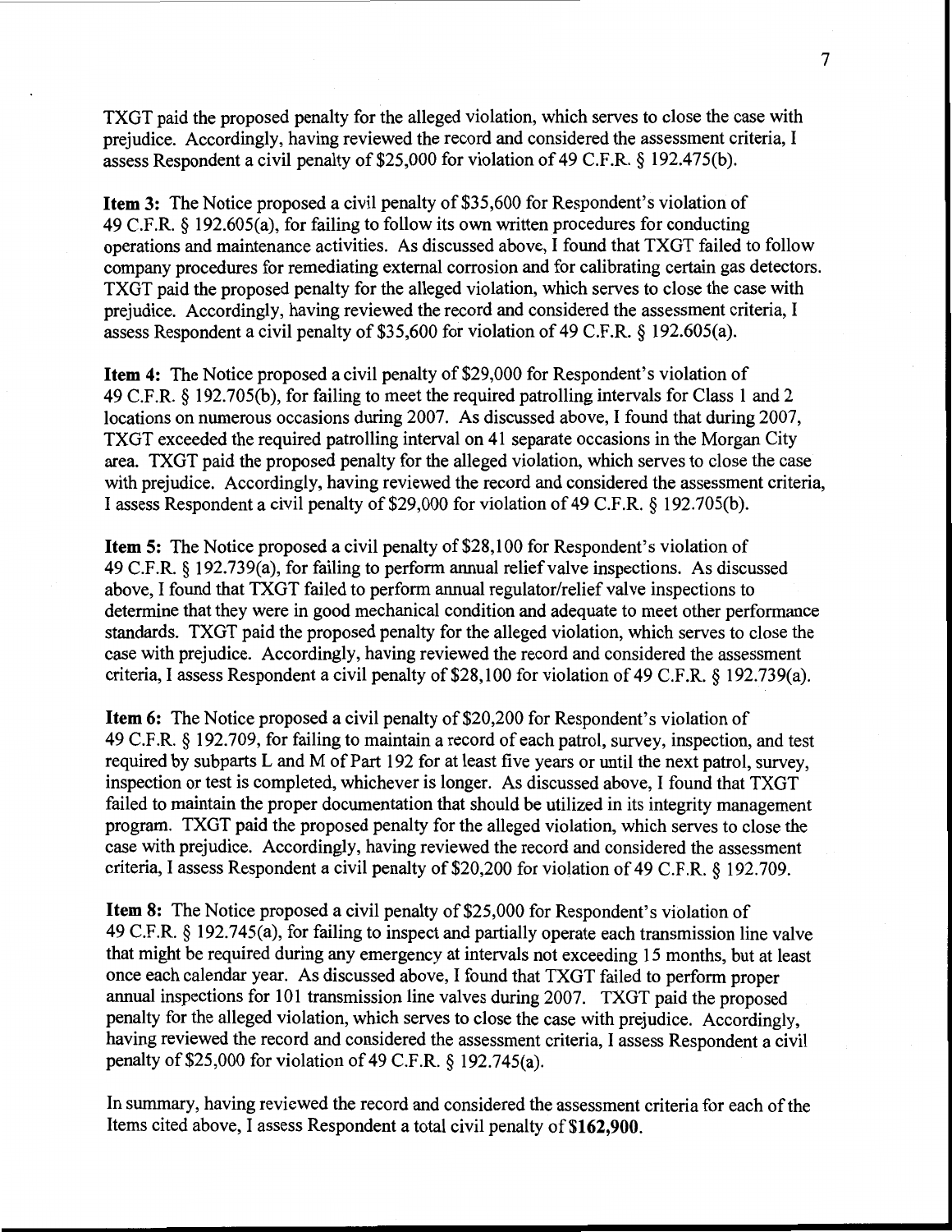TXGT paid the proposed penalty for the alleged violation, which serves to close the case with prejudice. Accordingly, having reviewed the record and considered the assessment criteria, I assess Respondent a civil penalty of $25,000 for violation of 49 C.F.R. § 192.475(b).

**Item 3:** The Notice proposed a civil penalty of $35,600 for Respondent's violation of 49 C.F.R. § 192.605(a), for failing to follow its own written procedures for conducting operations and maintenance activities. As discussed above, I found that TXGT failed to follow company procedures for remediating external corrosion and for calibrating certain gas detectors. TXGT paid the proposed penalty for the alleged violation, which serves to close the case with prejudice. Accordingly, having reviewed the record and considered the assessment criteria, I assess Respondent a civil penalty of $35,600 for violation of 49 C.F.R. § 192.605(a).

**Item 4:** The Notice proposed a civil penalty of $29,000 for Respondent's violation of 49 C.F.R. § 192.705(b), for failing to meet the required patrolling intervals for Class 1 and 2 locations on numerous occasions during 2007. As discussed above, I found that during 2007, TXGT exceeded the required patrolling interval on 41 separate occasions in the Morgan City area. TXGT paid the proposed penalty for the alleged violation, which serves to close the case with prejudice. Accordingly, having reviewed the record and considered the assessment criteria, I assess Respondent a civil penalty of $29,000 for violation of 49 C.F.R. § 192.705(b).

**Item 5:** The Notice proposed a civil penalty of $28,100 for Respondent's violation of 49 C.F.R. § 192.739(a), for failing to perform annual relief valve inspections. As discussed above, I found that TXGT failed to perform annual regulator/relief valve inspections to determine that they were in good mechanical condition and adequate to meet other performance standards. TXGT paid the proposed penalty for the alleged violation, which serves to close the case with prejudice. Accordingly, having reviewed the record and considered the assessment criteria, I assess Respondent a civil penalty of $28,100 for violation of 49 C.F.R. § 192.739(a).

**Item 6:** The Notice proposed a civil penalty of $20,200 for Respondent's violation of 49 C.F.R. § 192.709, for failing to maintain a record of each patrol, survey, inspection, and test required by subparts L and M of Part 192 for at least five years or until the next patrol, survey, inspection or test is completed, whichever is longer. As discussed above, I found that TXGT failed to maintain the proper documentation that should be utilized in its integrity management program. TXGT paid the proposed penalty for the alleged violation, which serves to close the case with prejudice. Accordingly, having reviewed the record and considered the assessment criteria, I assess Respondent a civil penalty of $20,200 for violation of 49 C.F.R. § 192.709.

**Item 8:** The Notice proposed a civil penalty of $25,000 for Respondent's violation of 49 C.F.R. § 192.745(a), for failing to inspect and partially operate each transmission line valve that might be required during any emergency at intervals not exceeding 15 months, but at least once each calendar year. As discussed above, I found that TXGT failed to perform proper annual inspections for 101 transmission line valves during 2007. TXGT paid the proposed penalty for the alleged violation, which serves to close the case with prejudice. Accordingly, having reviewed the record and considered the assessment criteria, I assess Respondent a civil penalty of $25,000 for violation of 49 C.F.R. § 192.745(a).

In summary, having reviewed the record and considered the assessment criteria for each of the Items cited above, I assess Respondent a total civil penalty of **$162,900**.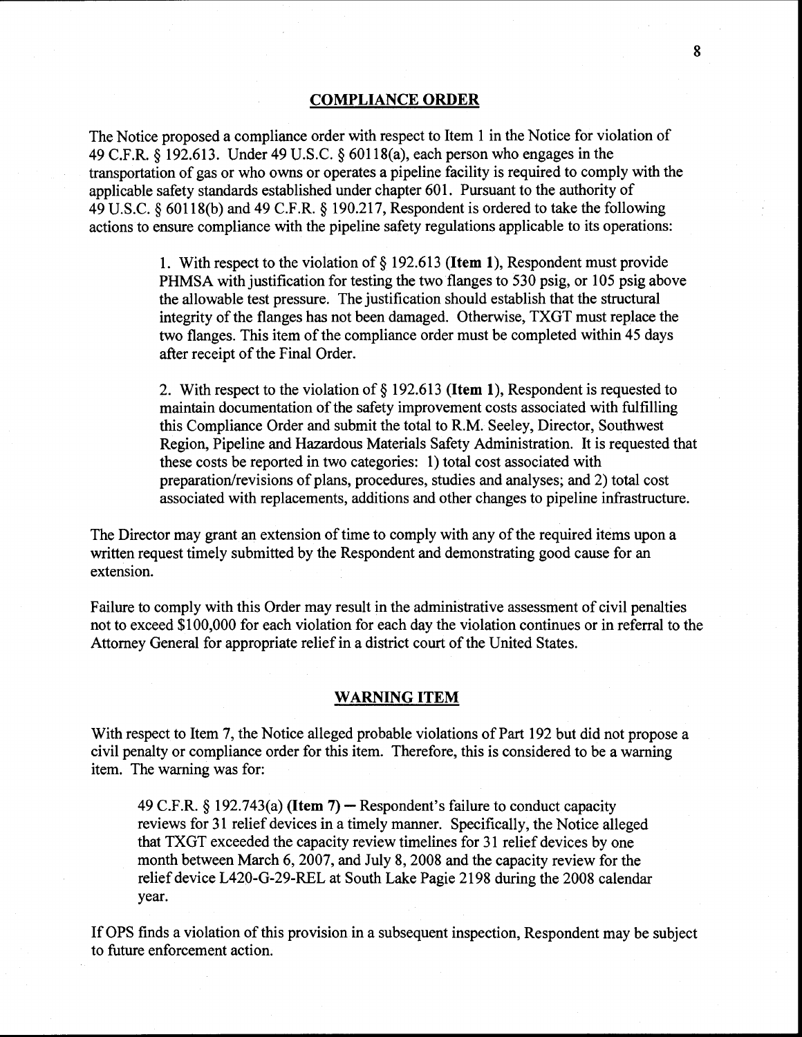## COMPLIANCE ORDER

The Notice proposed a compliance order with respect to Item 1 in the Notice for violation of 49 C.F.R. § 192.613. Under 49 U.S.C. § 60118(a), each person who engages in the transportation of gas or who owns or operates a pipeline facility is required to comply with the applicable safety standards established under chapter 601. Pursuant to the authority of 49 U.S.C. § 60118(b) and 49 C.F.R. § 190.217, Respondent is ordered to take the following actions to ensure compliance with the pipeline safety regulations applicable to its operations:

> 1. With respect to the violation of § 192.613 (**Item 1**), Respondent must provide PHMSA with justification for testing the two flanges to 530 psig, or 105 psig above the allowable test pressure. The justification should establish that the structural integrity of the flanges has not been damaged. Otherwise, TXGT must replace the two flanges. This item of the compliance order must be completed within 45 days after receipt of the Final Order.
>
> 2. With respect to the violation of § 192.613 (**Item 1**), Respondent is requested to maintain documentation of the safety improvement costs associated with fulfilling this Compliance Order and submit the total to R.M. Seeley, Director, Southwest Region, Pipeline and Hazardous Materials Safety Administration. It is requested that these costs be reported in two categories: 1) total cost associated with preparation/revisions of plans, procedures, studies and analyses; and 2) total cost associated with replacements, additions and other changes to pipeline infrastructure.

The Director may grant an extension of time to comply with any of the required items upon a written request timely submitted by the Respondent and demonstrating good cause for an extension.

Failure to comply with this Order may result in the administrative assessment of civil penalties not to exceed $100,000 for each violation for each day the violation continues or in referral to the Attorney General for appropriate relief in a district court of the United States.

## WARNING ITEM

With respect to Item 7, the Notice alleged probable violations of Part 192 but did not propose a civil penalty or compliance order for this item. Therefore, this is considered to be a warning item. The warning was for:

> 49 C.F.R. § 192.743(a) (**Item 7**) — Respondent's failure to conduct capacity reviews for 31 relief devices in a timely manner. Specifically, the Notice alleged that TXGT exceeded the capacity review timelines for 31 relief devices by one month between March 6, 2007, and July 8, 2008 and the capacity review for the relief device L420-G-29-REL at South Lake Pagie 2198 during the 2008 calendar year.

If OPS finds a violation of this provision in a subsequent inspection, Respondent may be subject to future enforcement action.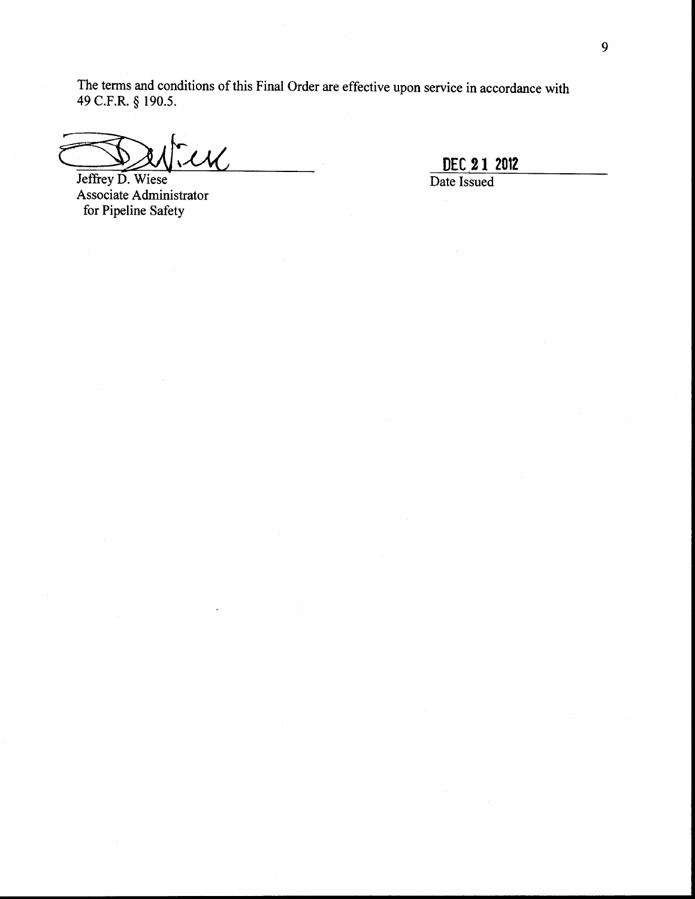The terms and conditions of this Final Order are effective upon service in accordance with 49 C.F.R. § 190.5.

Jeffrey D. Wiese
Associate Administrator
for Pipeline Safety

DEC 21 2012
Date Issued